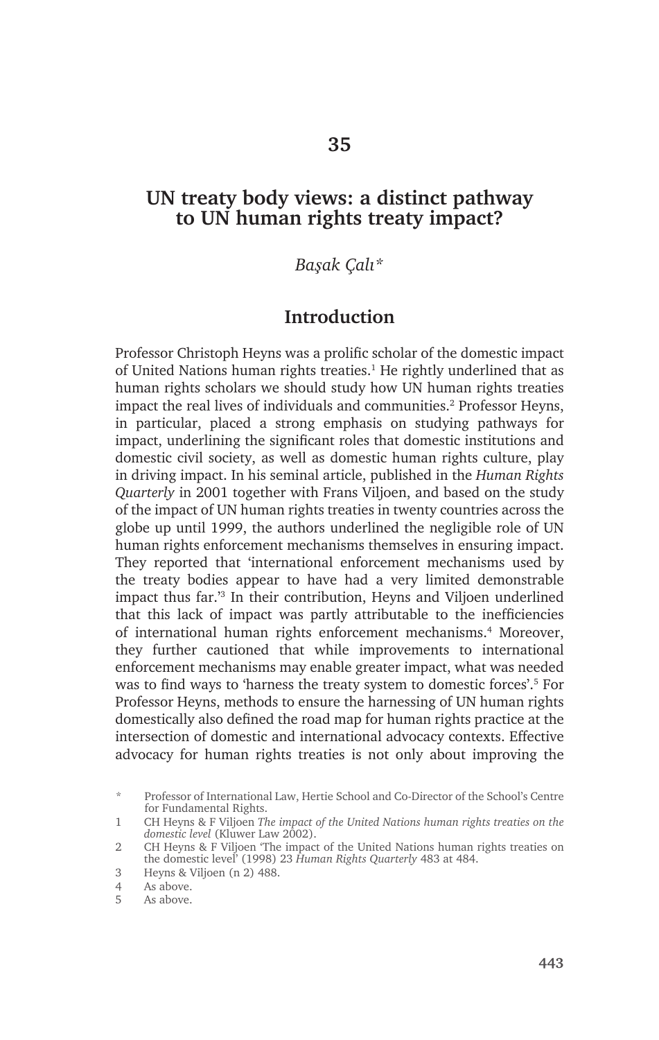# 35

# UN treaty body views: a distinct pathway to UN human rights treaty impact?

*Başak Çalı\**

## Introduction

Professor Christoph Heyns was a prolific scholar of the domestic impact of United Nations human rights treaties.[1] He rightly underlined that as human rights scholars we should study how UN human rights treaties impact the real lives of individuals and communities.[2] Professor Heyns, in particular, placed a strong emphasis on studying pathways for impact, underlining the significant roles that domestic institutions and domestic civil society, as well as domestic human rights culture, play in driving impact. In his seminal article, published in the *Human Rights Quarterly* in 2001 together with Frans Viljoen, and based on the study of the impact of UN human rights treaties in twenty countries across the globe up until 1999, the authors underlined the negligible role of UN human rights enforcement mechanisms themselves in ensuring impact. They reported that 'international enforcement mechanisms used by the treaty bodies appear to have had a very limited demonstrable impact thus far.'[3] In their contribution, Heyns and Viljoen underlined that this lack of impact was partly attributable to the inefficiencies of international human rights enforcement mechanisms.[4] Moreover, they further cautioned that while improvements to international enforcement mechanisms may enable greater impact, what was needed was to find ways to 'harness the treaty system to domestic forces'.[5] For Professor Heyns, methods to ensure the harnessing of UN human rights domestically also defined the road map for human rights practice at the intersection of domestic and international advocacy contexts. Effective advocacy for human rights treaties is not only about improving the

\* Professor of International Law, Hertie School and Co-Director of the School's Centre for Fundamental Rights.

1 CH Heyns & F Viljoen *The impact of the United Nations human rights treaties on the domestic level* (Kluwer Law 2002).

2 CH Heyns & F Viljoen 'The impact of the United Nations human rights treaties on the domestic level' (1998) 23 *Human Rights Quarterly* 483 at 484.

3 Heyns & Viljoen (n 2) 488.

4 As above.

5 As above.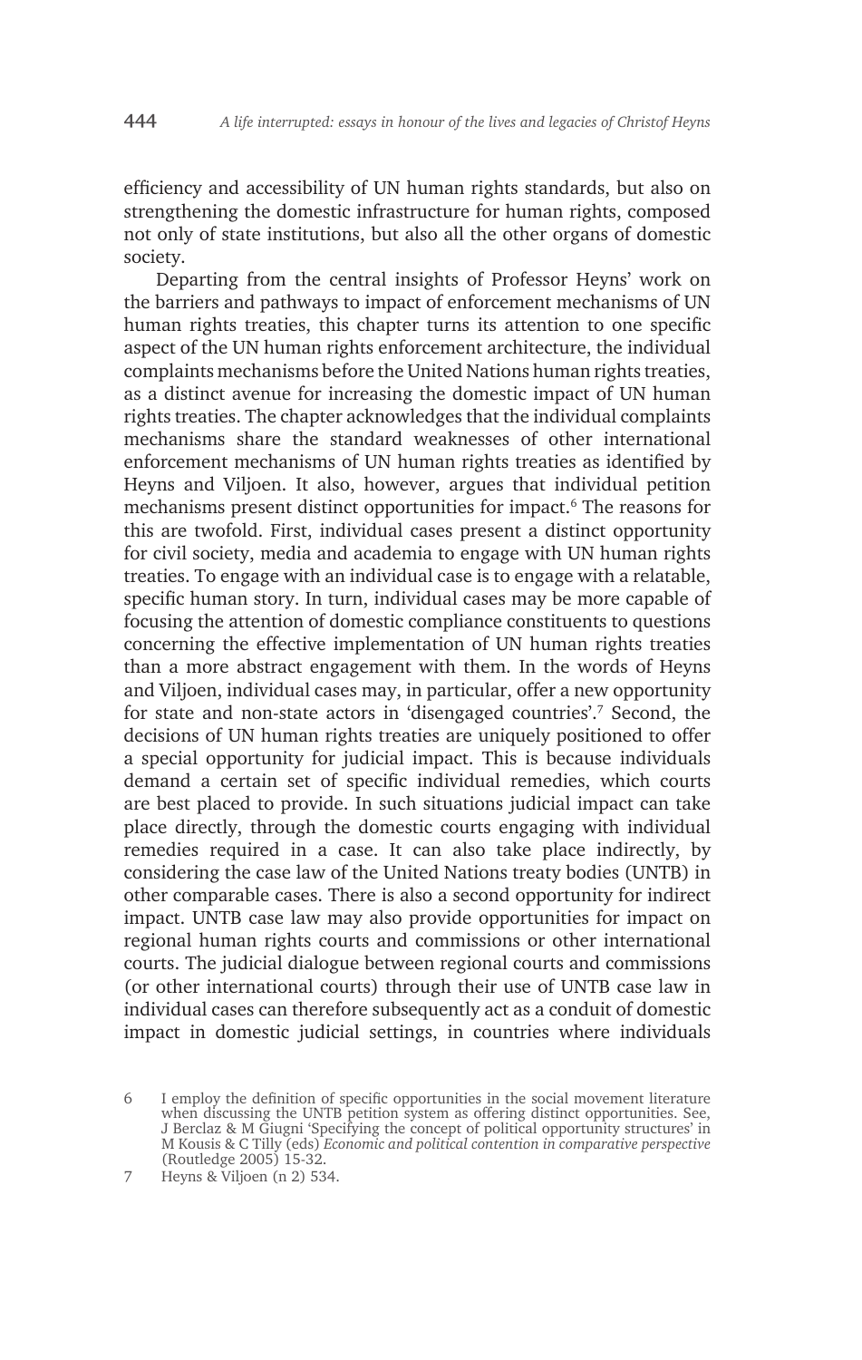efficiency and accessibility of UN human rights standards, but also on strengthening the domestic infrastructure for human rights, composed not only of state institutions, but also all the other organs of domestic society.

Departing from the central insights of Professor Heyns' work on the barriers and pathways to impact of enforcement mechanisms of UN human rights treaties, this chapter turns its attention to one specific aspect of the UN human rights enforcement architecture, the individual complaints mechanisms before the United Nations human rights treaties, as a distinct avenue for increasing the domestic impact of UN human rights treaties. The chapter acknowledges that the individual complaints mechanisms share the standard weaknesses of other international enforcement mechanisms of UN human rights treaties as identified by Heyns and Viljoen. It also, however, argues that individual petition mechanisms present distinct opportunities for impact.[6] The reasons for this are twofold. First, individual cases present a distinct opportunity for civil society, media and academia to engage with UN human rights treaties. To engage with an individual case is to engage with a relatable, specific human story. In turn, individual cases may be more capable of focusing the attention of domestic compliance constituents to questions concerning the effective implementation of UN human rights treaties than a more abstract engagement with them. In the words of Heyns and Viljoen, individual cases may, in particular, offer a new opportunity for state and non-state actors in 'disengaged countries'.[7] Second, the decisions of UN human rights treaties are uniquely positioned to offer a special opportunity for judicial impact. This is because individuals demand a certain set of specific individual remedies, which courts are best placed to provide. In such situations judicial impact can take place directly, through the domestic courts engaging with individual remedies required in a case. It can also take place indirectly, by considering the case law of the United Nations treaty bodies (UNTB) in other comparable cases. There is also a second opportunity for indirect impact. UNTB case law may also provide opportunities for impact on regional human rights courts and commissions or other international courts. The judicial dialogue between regional courts and commissions (or other international courts) through their use of UNTB case law in individual cases can therefore subsequently act as a conduit of domestic impact in domestic judicial settings, in countries where individuals

6 I employ the definition of specific opportunities in the social movement literature when discussing the UNTB petition system as offering distinct opportunities. See, J Berclaz & M Giugni 'Specifying the concept of political opportunity structures' in M Kousis & C Tilly (eds) *Economic and political contention in comparative perspective* (Routledge 2005) 15-32.

7 Heyns & Viljoen (n 2) 534.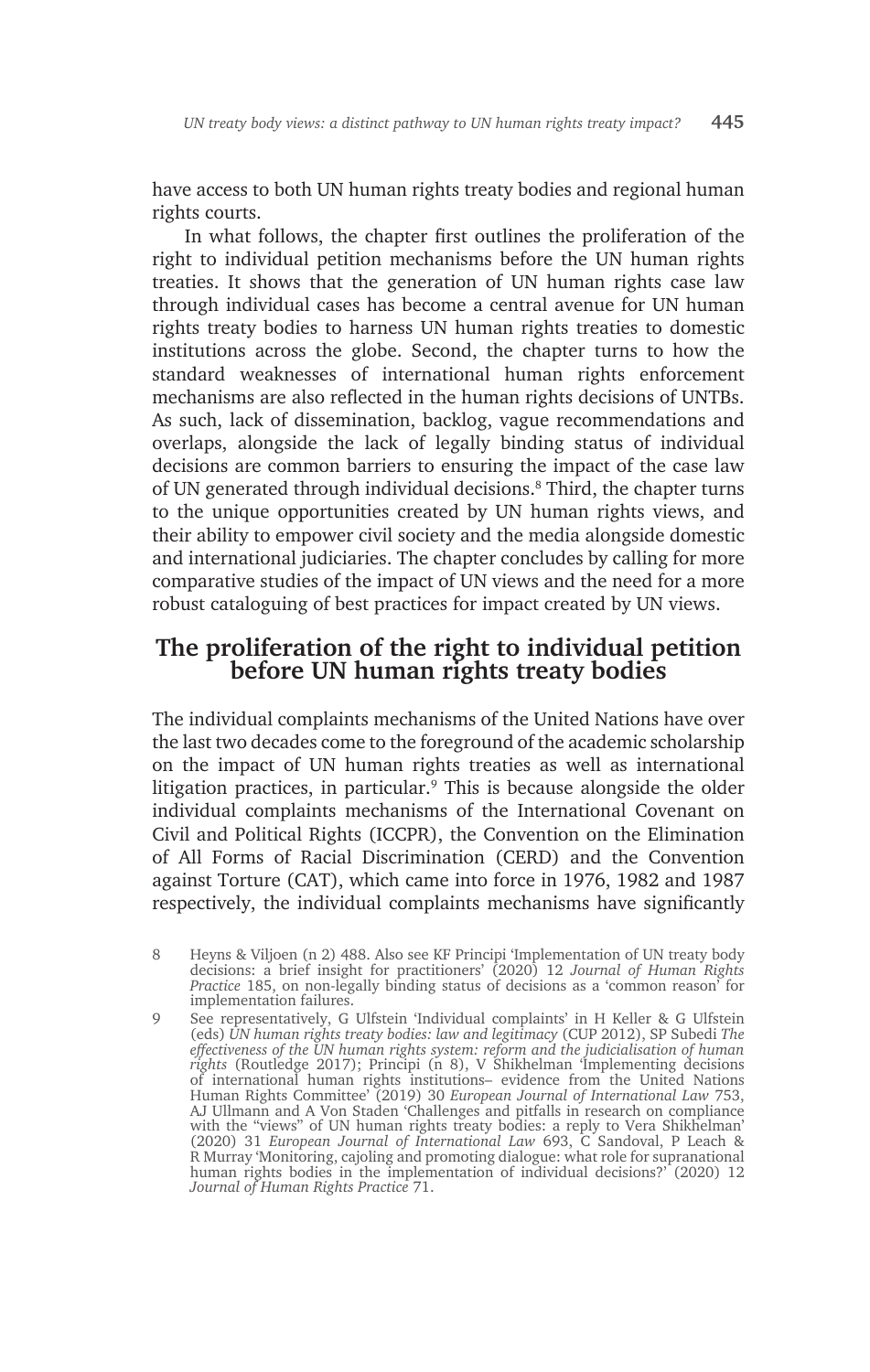have access to both UN human rights treaty bodies and regional human rights courts.

In what follows, the chapter first outlines the proliferation of the right to individual petition mechanisms before the UN human rights treaties. It shows that the generation of UN human rights case law through individual cases has become a central avenue for UN human rights treaty bodies to harness UN human rights treaties to domestic institutions across the globe. Second, the chapter turns to how the standard weaknesses of international human rights enforcement mechanisms are also reflected in the human rights decisions of UNTBs. As such, lack of dissemination, backlog, vague recommendations and overlaps, alongside the lack of legally binding status of individual decisions are common barriers to ensuring the impact of the case law of UN generated through individual decisions.[8] Third, the chapter turns to the unique opportunities created by UN human rights views, and their ability to empower civil society and the media alongside domestic and international judiciaries. The chapter concludes by calling for more comparative studies of the impact of UN views and the need for a more robust cataloguing of best practices for impact created by UN views.

## The proliferation of the right to individual petition before UN human rights treaty bodies

The individual complaints mechanisms of the United Nations have over the last two decades come to the foreground of the academic scholarship on the impact of UN human rights treaties as well as international litigation practices, in particular.[9] This is because alongside the older individual complaints mechanisms of the International Covenant on Civil and Political Rights (ICCPR), the Convention on the Elimination of All Forms of Racial Discrimination (CERD) and the Convention against Torture (CAT), which came into force in 1976, 1982 and 1987 respectively, the individual complaints mechanisms have significantly

8 Heyns & Viljoen (n 2) 488. Also see KF Principi 'Implementation of UN treaty body decisions: a brief insight for practitioners' (2020) 12 *Journal of Human Rights Practice* 185, on non-legally binding status of decisions as a 'common reason' for implementation failures.

9 See representatively, G Ulfstein 'Individual complaints' in H Keller & G Ulfstein (eds) *UN human rights treaty bodies: law and legitimacy* (CUP 2012), SP Subedi *The effectiveness of the UN human rights system: reform and the judicialisation of human rights* (Routledge 2017); Principi (n 8), V Shikhelman 'Implementing decisions of international human rights institutions– evidence from the United Nations Human Rights Committee' (2019) 30 *European Journal of International Law* 753, AJ Ullmann and A Von Staden 'Challenges and pitfalls in research on compliance with the "views" of UN human rights treaty bodies: a reply to Vera Shikhelman' (2020) 31 *European Journal of International Law* 693, C Sandoval, P Leach & R Murray 'Monitoring, cajoling and promoting dialogue: what role for supranational human rights bodies in the implementation of individual decisions?' (2020) 12 *Journal of Human Rights Practice* 71.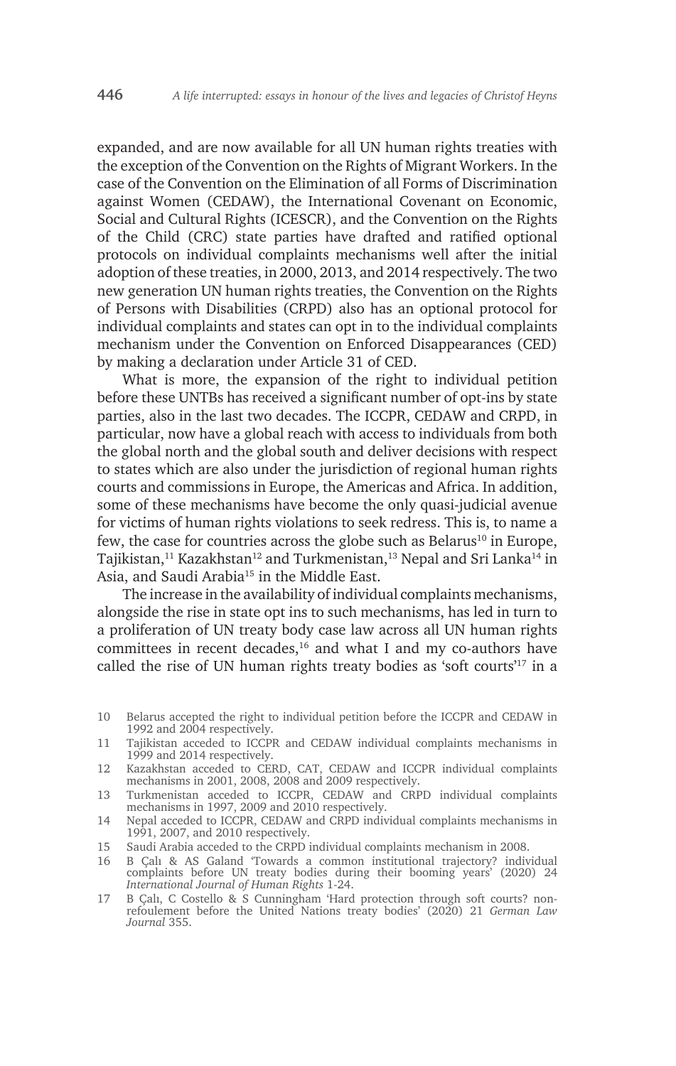expanded, and are now available for all UN human rights treaties with the exception of the Convention on the Rights of Migrant Workers. In the case of the Convention on the Elimination of all Forms of Discrimination against Women (CEDAW), the International Covenant on Economic, Social and Cultural Rights (ICESCR), and the Convention on the Rights of the Child (CRC) state parties have drafted and ratified optional protocols on individual complaints mechanisms well after the initial adoption of these treaties, in 2000, 2013, and 2014 respectively. The two new generation UN human rights treaties, the Convention on the Rights of Persons with Disabilities (CRPD) also has an optional protocol for individual complaints and states can opt in to the individual complaints mechanism under the Convention on Enforced Disappearances (CED) by making a declaration under Article 31 of CED.

What is more, the expansion of the right to individual petition before these UNTBs has received a significant number of opt-ins by state parties, also in the last two decades. The ICCPR, CEDAW and CRPD, in particular, now have a global reach with access to individuals from both the global north and the global south and deliver decisions with respect to states which are also under the jurisdiction of regional human rights courts and commissions in Europe, the Americas and Africa. In addition, some of these mechanisms have become the only quasi-judicial avenue for victims of human rights violations to seek redress. This is, to name a few, the case for countries across the globe such as Belarus[10] in Europe, Tajikistan,[11] Kazakhstan[12] and Turkmenistan,[13] Nepal and Sri Lanka[14] in Asia, and Saudi Arabia[15] in the Middle East.

The increase in the availability of individual complaints mechanisms, alongside the rise in state opt ins to such mechanisms, has led in turn to a proliferation of UN treaty body case law across all UN human rights committees in recent decades,[16] and what I and my co-authors have called the rise of UN human rights treaty bodies as 'soft courts'[17] in a

10 Belarus accepted the right to individual petition before the ICCPR and CEDAW in 1992 and 2004 respectively.

11 Tajikistan acceded to ICCPR and CEDAW individual complaints mechanisms in 1999 and 2014 respectively.

12 Kazakhstan acceded to CERD, CAT, CEDAW and ICCPR individual complaints mechanisms in 2001, 2008, 2008 and 2009 respectively.

13 Turkmenistan acceded to ICCPR, CEDAW and CRPD individual complaints mechanisms in 1997, 2009 and 2010 respectively.

14 Nepal acceded to ICCPR, CEDAW and CRPD individual complaints mechanisms in 1991, 2007, and 2010 respectively.

15 Saudi Arabia acceded to the CRPD individual complaints mechanism in 2008.

16 B Çalı & AS Galand 'Towards a common institutional trajectory? individual complaints before UN treaty bodies during their booming years' (2020) 24 *International Journal of Human Rights* 1-24.

17 B Çalı, C Costello & S Cunningham 'Hard protection through soft courts? non-refoulement before the United Nations treaty bodies' (2020) 21 *German Law Journal* 355.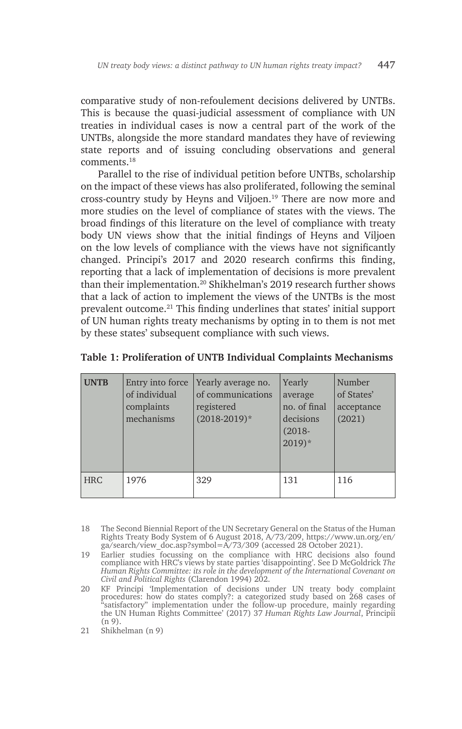comparative study of non-refoulement decisions delivered by UNTBs. This is because the quasi-judicial assessment of compliance with UN treaties in individual cases is now a central part of the work of the UNTBs, alongside the more standard mandates they have of reviewing state reports and of issuing concluding observations and general comments.[18]

Parallel to the rise of individual petition before UNTBs, scholarship on the impact of these views has also proliferated, following the seminal cross-country study by Heyns and Viljoen.[19] There are now more and more studies on the level of compliance of states with the views. The broad findings of this literature on the level of compliance with treaty body UN views show that the initial findings of Heyns and Viljoen on the low levels of compliance with the views have not significantly changed. Principi's 2017 and 2020 research confirms this finding, reporting that a lack of implementation of decisions is more prevalent than their implementation.[20] Shikhelman's 2019 research further shows that a lack of action to implement the views of the UNTBs is the most prevalent outcome.[21] This finding underlines that states' initial support of UN human rights treaty mechanisms by opting in to them is not met by these states' subsequent compliance with such views.

**Table 1: Proliferation of UNTB Individual Complaints Mechanisms**

| UNTB | Entry into force of individual complaints mechanisms | Yearly average no. of communications registered (2018-2019)* | Yearly average no. of final decisions (2018-2019)* | Number of States' acceptance (2021) |
|---|---|---|---|---|
| HRC | 1976 | 329 | 131 | 116 |

18 The Second Biennial Report of the UN Secretary General on the Status of the Human Rights Treaty Body System of 6 August 2018, A/73/209, https://www.un.org/en/ga/search/view_doc.asp?symbol=A/73/309 (accessed 28 October 2021).

19 Earlier studies focussing on the compliance with HRC decisions also found compliance with HRC's views by state parties 'disappointing'. See D McGoldrick *The Human Rights Committee: its role in the development of the International Covenant on Civil and Political Rights* (Clarendon 1994) 202.

20 KF Principi 'Implementation of decisions under UN treaty body complaint procedures: how do states comply?: a categorized study based on 268 cases of "satisfactory" implementation under the follow-up procedure, mainly regarding the UN Human Rights Committee' (2017) 37 *Human Rights Law Journal*, Principii (n 9).

21 Shikhelman (n 9)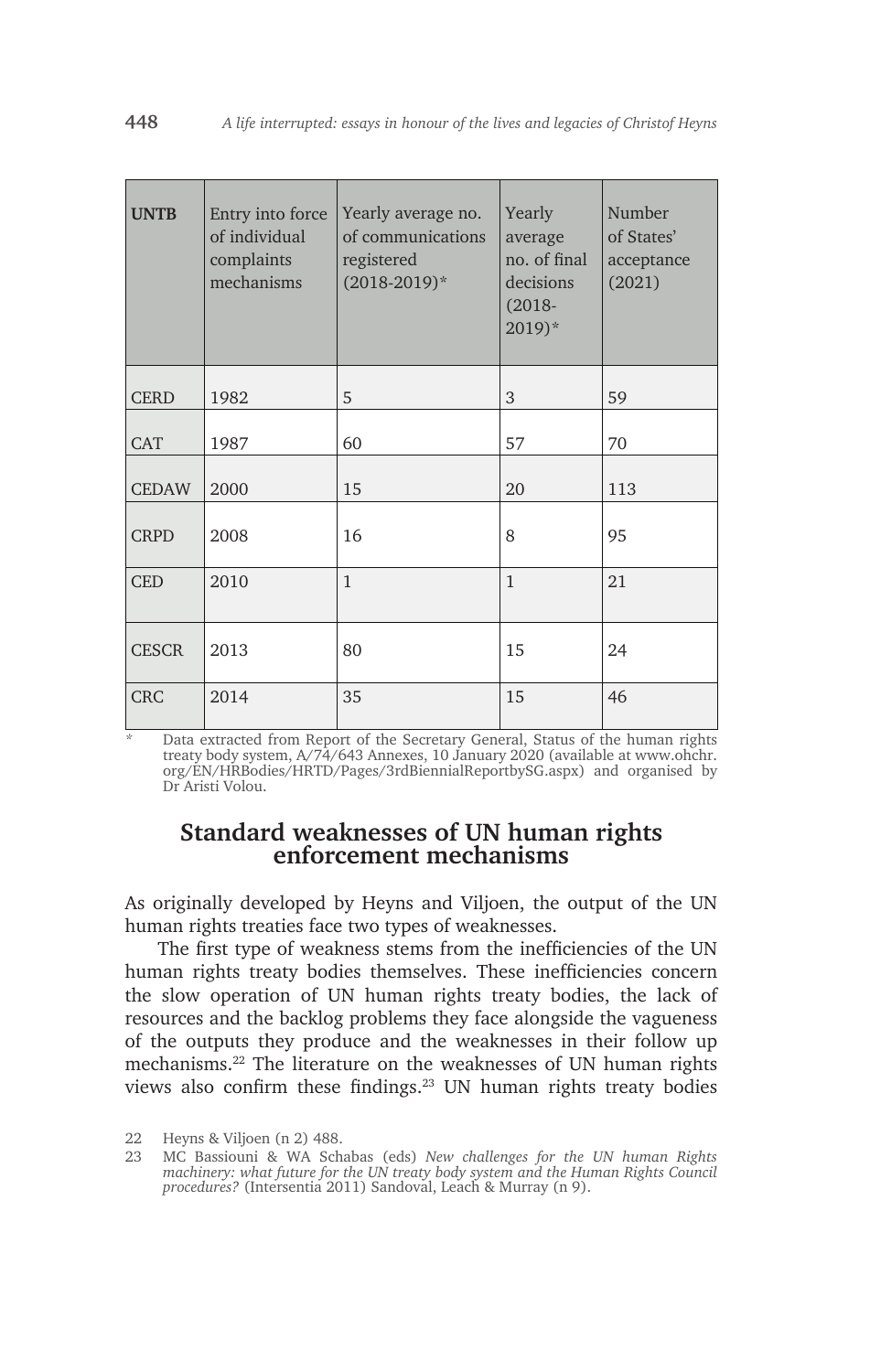| **UNTB** | Entry into force of individual complaints mechanisms | Yearly average no. of communications registered (2018-2019)* | Yearly average no. of final decisions (2018-2019)* | Number of States' acceptance (2021) |
|---|---|---|---|---|
| CERD | 1982 | 5 | 3 | 59 |
| CAT | 1987 | 60 | 57 | 70 |
| CEDAW | 2000 | 15 | 20 | 113 |
| CRPD | 2008 | 16 | 8 | 95 |
| CED | 2010 | 1 | 1 | 21 |
| CESCR | 2013 | 80 | 15 | 24 |
| CRC | 2014 | 35 | 15 | 46 |

\* Data extracted from Report of the Secretary General, Status of the human rights treaty body system, A/74/643 Annexes, 10 January 2020 (available at www.ohchr.org/EN/HRBodies/HRTD/Pages/3rdBiennialReportbySG.aspx) and organised by Dr Aristi Volou.

## Standard weaknesses of UN human rights enforcement mechanisms

As originally developed by Heyns and Viljoen, the output of the UN human rights treaties face two types of weaknesses.

The first type of weakness stems from the inefficiencies of the UN human rights treaty bodies themselves. These inefficiencies concern the slow operation of UN human rights treaty bodies, the lack of resources and the backlog problems they face alongside the vagueness of the outputs they produce and the weaknesses in their follow up mechanisms.[22] The literature on the weaknesses of UN human rights views also confirm these findings.[23] UN human rights treaty bodies

22 Heyns & Viljoen (n 2) 488.

23 MC Bassiouni & WA Schabas (eds) *New challenges for the UN human Rights machinery: what future for the UN treaty body system and the Human Rights Council procedures?* (Intersentia 2011) Sandoval, Leach & Murray (n 9).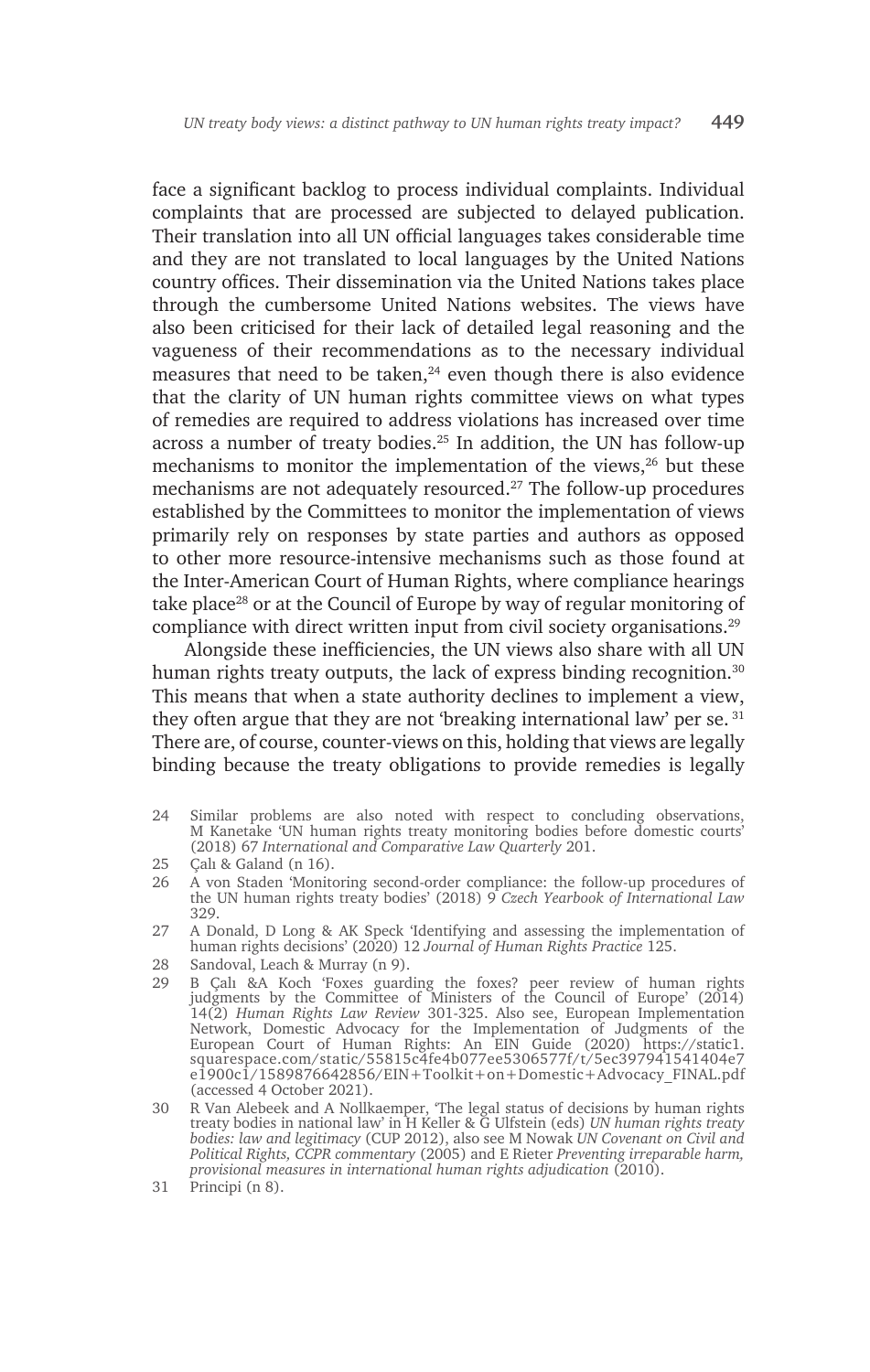face a significant backlog to process individual complaints. Individual complaints that are processed are subjected to delayed publication. Their translation into all UN official languages takes considerable time and they are not translated to local languages by the United Nations country offices. Their dissemination via the United Nations takes place through the cumbersome United Nations websites. The views have also been criticised for their lack of detailed legal reasoning and the vagueness of their recommendations as to the necessary individual measures that need to be taken,[24] even though there is also evidence that the clarity of UN human rights committee views on what types of remedies are required to address violations has increased over time across a number of treaty bodies.[25] In addition, the UN has follow-up mechanisms to monitor the implementation of the views,[26] but these mechanisms are not adequately resourced.[27] The follow-up procedures established by the Committees to monitor the implementation of views primarily rely on responses by state parties and authors as opposed to other more resource-intensive mechanisms such as those found at the Inter-American Court of Human Rights, where compliance hearings take place[28] or at the Council of Europe by way of regular monitoring of compliance with direct written input from civil society organisations.[29]

Alongside these inefficiencies, the UN views also share with all UN human rights treaty outputs, the lack of express binding recognition.[30] This means that when a state authority declines to implement a view, they often argue that they are not 'breaking international law' per se. [31] There are, of course, counter-views on this, holding that views are legally binding because the treaty obligations to provide remedies is legally

24 Similar problems are also noted with respect to concluding observations, M Kanetake 'UN human rights treaty monitoring bodies before domestic courts' (2018) 67 *International and Comparative Law Quarterly* 201.

25 Çalı & Galand (n 16).

26 A von Staden 'Monitoring second-order compliance: the follow-up procedures of the UN human rights treaty bodies' (2018) 9 *Czech Yearbook of International Law* 329.

27 A Donald, D Long & AK Speck 'Identifying and assessing the implementation of human rights decisions' (2020) 12 *Journal of Human Rights Practice* 125.

28 Sandoval, Leach & Murray (n 9).

29 B Çalı &A Koch 'Foxes guarding the foxes? peer review of human rights judgments by the Committee of Ministers of the Council of Europe' (2014) 14(2) *Human Rights Law Review* 301-325. Also see, European Implementation Network, Domestic Advocacy for the Implementation of Judgments of the European Court of Human Rights: An EIN Guide (2020) https://static1.squarespace.com/static/55815c4fe4b077ee5306577f/t/5ec397941541404e7e1900c1/1589876642856/EIN+Toolkit+on+Domestic+Advocacy_FINAL.pdf (accessed 4 October 2021).

30 R Van Alebeek and A Nollkaemper, 'The legal status of decisions by human rights treaty bodies in national law' in H Keller & G Ulfstein (eds) *UN human rights treaty bodies: law and legitimacy* (CUP 2012), also see M Nowak *UN Covenant on Civil and Political Rights, CCPR commentary* (2005) and E Rieter *Preventing irreparable harm, provisional measures in international human rights adjudication* (2010).

31 Principi (n 8).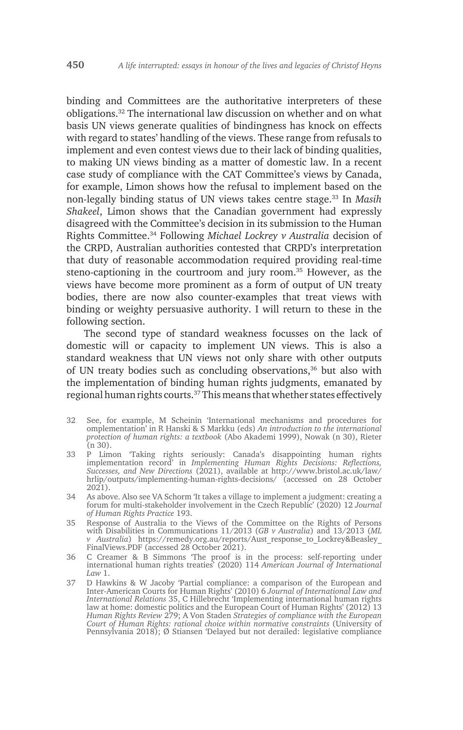binding and Committees are the authoritative interpreters of these obligations.[32] The international law discussion on whether and on what basis UN views generate qualities of bindingness has knock on effects with regard to states' handling of the views. These range from refusals to implement and even contest views due to their lack of binding qualities, to making UN views binding as a matter of domestic law. In a recent case study of compliance with the CAT Committee's views by Canada, for example, Limon shows how the refusal to implement based on the non-legally binding status of UN views takes centre stage.[33] In *Masih Shakeel*, Limon shows that the Canadian government had expressly disagreed with the Committee's decision in its submission to the Human Rights Committee.[34] Following *Michael Lockrey v Australia* decision of the CRPD, Australian authorities contested that CRPD's interpretation that duty of reasonable accommodation required providing real-time steno-captioning in the courtroom and jury room.[35] However, as the views have become more prominent as a form of output of UN treaty bodies, there are now also counter-examples that treat views with binding or weighty persuasive authority. I will return to these in the following section.

The second type of standard weakness focusses on the lack of domestic will or capacity to implement UN views. This is also a standard weakness that UN views not only share with other outputs of UN treaty bodies such as concluding observations,[36] but also with the implementation of binding human rights judgments, emanated by regional human rights courts.[37] This means that whether states effectively

32 See, for example, M Scheinin 'International mechanisms and procedures for omplementation' in R Hanski & S Markku (eds) *An introduction to the international protection of human rights: a textbook* (Abo Akademi 1999), Nowak (n 30), Rieter (n 30).

33 P Limon 'Taking rights seriously: Canada's disappointing human rights implementation record' in *Implementing Human Rights Decisions: Reflections, Successes, and New Directions* (2021), available at http://www.bristol.ac.uk/law/hrlip/outputs/implementing-human-rights-decisions/ (accessed on 28 October 2021).

34 As above. Also see VA Schorm 'It takes a village to implement a judgment: creating a forum for multi-stakeholder involvement in the Czech Republic' (2020) 12 *Journal of Human Rights Practice* 193.

35 Response of Australia to the Views of the Committee on the Rights of Persons with Disabilities in Communications 11/2013 (*GB v Australia*) and 13/2013 (*ML v Australia*) https://remedy.org.au/reports/Aust_response_to_Lockrey&Beasley_FinalViews.PDF (accessed 28 October 2021).

36 C Creamer & B Simmons 'The proof is in the process: self-reporting under international human rights treaties' (2020) 114 *American Journal of International Law* 1.

37 D Hawkins & W Jacoby 'Partial compliance: a comparison of the European and Inter-American Courts for Human Rights' (2010) 6 *Journal of International Law and International Relations* 35, C Hillebrecht 'Implementing international human rights law at home: domestic politics and the European Court of Human Rights' (2012) 13 *Human Rights Review* 279; A Von Staden *Strategies of compliance with the European Court of Human Rights: rational choice within normative constraints* (University of Pennsylvania 2018); Ø Stiansen 'Delayed but not derailed: legislative compliance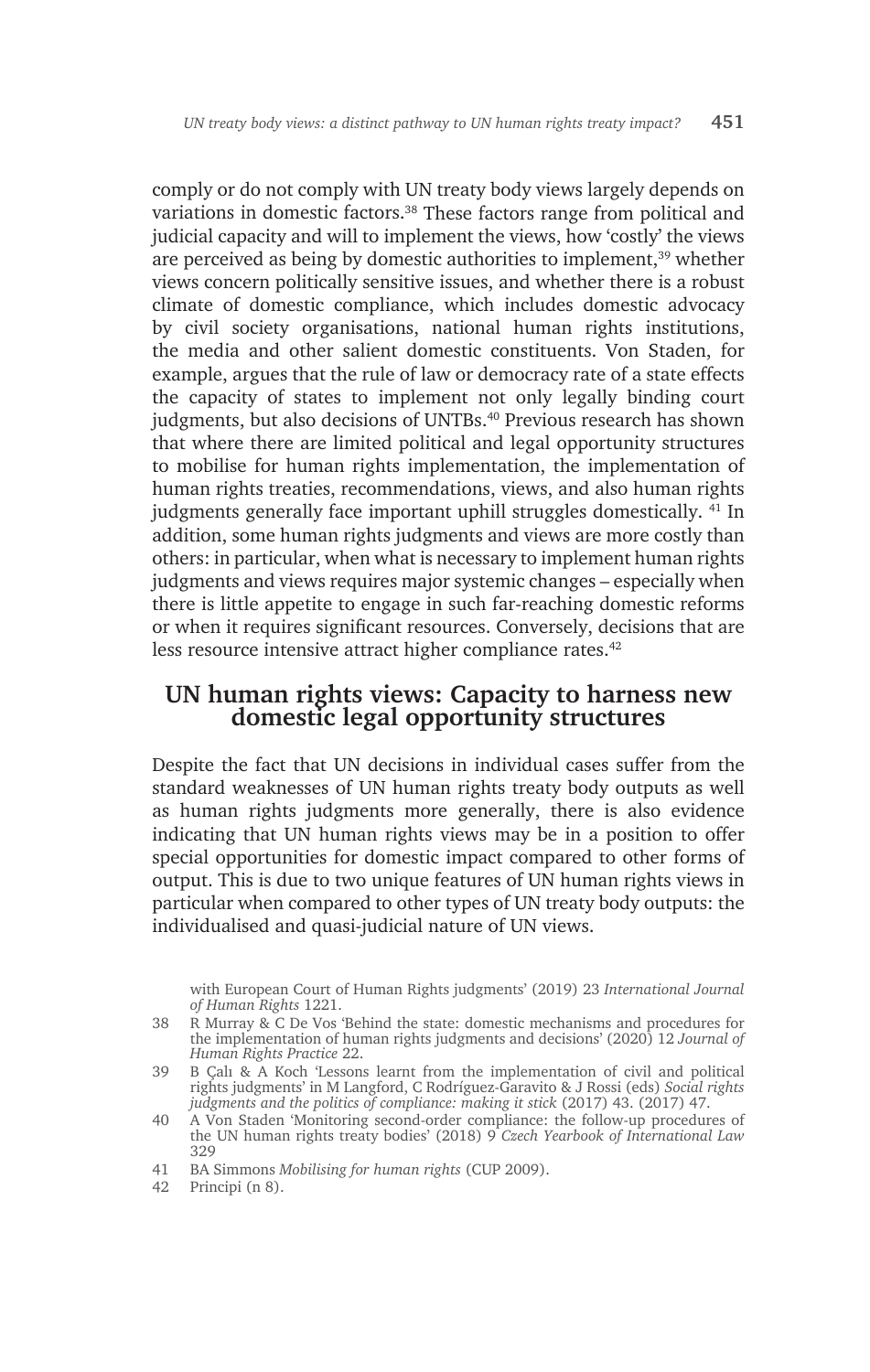comply or do not comply with UN treaty body views largely depends on variations in domestic factors.[38] These factors range from political and judicial capacity and will to implement the views, how 'costly' the views are perceived as being by domestic authorities to implement,[39] whether views concern politically sensitive issues, and whether there is a robust climate of domestic compliance, which includes domestic advocacy by civil society organisations, national human rights institutions, the media and other salient domestic constituents. Von Staden, for example, argues that the rule of law or democracy rate of a state effects the capacity of states to implement not only legally binding court judgments, but also decisions of UNTBs.[40] Previous research has shown that where there are limited political and legal opportunity structures to mobilise for human rights implementation, the implementation of human rights treaties, recommendations, views, and also human rights judgments generally face important uphill struggles domestically. [41] In addition, some human rights judgments and views are more costly than others: in particular, when what is necessary to implement human rights judgments and views requires major systemic changes – especially when there is little appetite to engage in such far-reaching domestic reforms or when it requires significant resources. Conversely, decisions that are less resource intensive attract higher compliance rates.[42]

## UN human rights views: Capacity to harness new domestic legal opportunity structures

Despite the fact that UN decisions in individual cases suffer from the standard weaknesses of UN human rights treaty body outputs as well as human rights judgments more generally, there is also evidence indicating that UN human rights views may be in a position to offer special opportunities for domestic impact compared to other forms of output. This is due to two unique features of UN human rights views in particular when compared to other types of UN treaty body outputs: the individualised and quasi-judicial nature of UN views.

with European Court of Human Rights judgments' (2019) 23 *International Journal of Human Rights* 1221.

38 R Murray & C De Vos 'Behind the state: domestic mechanisms and procedures for the implementation of human rights judgments and decisions' (2020) 12 *Journal of Human Rights Practice* 22.

39 B Çalı & A Koch 'Lessons learnt from the implementation of civil and political rights judgments' in M Langford, C Rodríguez-Garavito & J Rossi (eds) *Social rights judgments and the politics of compliance: making it stick* (2017) 43. (2017) 47.

40 A Von Staden 'Monitoring second-order compliance: the follow-up procedures of the UN human rights treaty bodies' (2018) 9 *Czech Yearbook of International Law* 329

41 BA Simmons *Mobilising for human rights* (CUP 2009).

42 Principi (n 8).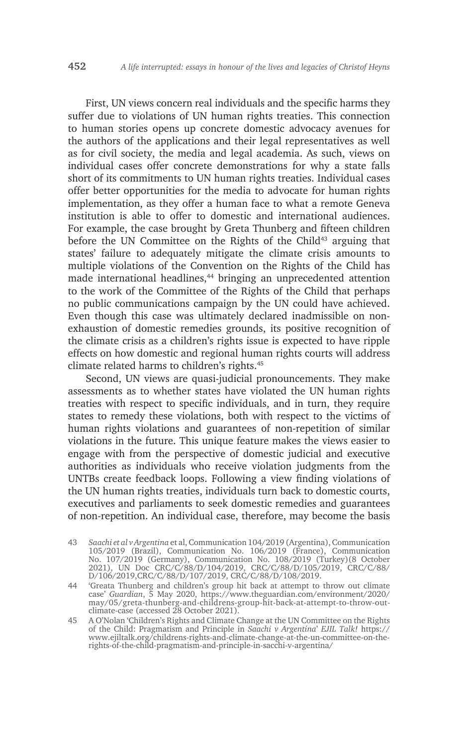First, UN views concern real individuals and the specific harms they suffer due to violations of UN human rights treaties. This connection to human stories opens up concrete domestic advocacy avenues for the authors of the applications and their legal representatives as well as for civil society, the media and legal academia. As such, views on individual cases offer concrete demonstrations for why a state falls short of its commitments to UN human rights treaties. Individual cases offer better opportunities for the media to advocate for human rights implementation, as they offer a human face to what a remote Geneva institution is able to offer to domestic and international audiences. For example, the case brought by Greta Thunberg and fifteen children before the UN Committee on the Rights of the Child[43] arguing that states' failure to adequately mitigate the climate crisis amounts to multiple violations of the Convention on the Rights of the Child has made international headlines,[44] bringing an unprecedented attention to the work of the Committee of the Rights of the Child that perhaps no public communications campaign by the UN could have achieved. Even though this case was ultimately declared inadmissible on non-exhaustion of domestic remedies grounds, its positive recognition of the climate crisis as a children's rights issue is expected to have ripple effects on how domestic and regional human rights courts will address climate related harms to children's rights.[45]

Second, UN views are quasi-judicial pronouncements. They make assessments as to whether states have violated the UN human rights treaties with respect to specific individuals, and in turn, they require states to remedy these violations, both with respect to the victims of human rights violations and guarantees of non-repetition of similar violations in the future. This unique feature makes the views easier to engage with from the perspective of domestic judicial and executive authorities as individuals who receive violation judgments from the UNTBs create feedback loops. Following a view finding violations of the UN human rights treaties, individuals turn back to domestic courts, executives and parliaments to seek domestic remedies and guarantees of non-repetition. An individual case, therefore, may become the basis

---

43 *Saachi et al v Argentina* et al, Communication 104/2019 (Argentina), Communication 105/2019 (Brazil), Communication No. 106/2019 (France), Communication No. 107/2019 (Germany), Communication No. 108/2019 (Turkey)(8 October 2021), UN Doc CRC/C/88/D/104/2019, CRC/C/88/D/105/2019, CRC/C/88/D/106/2019,CRC/C/88/D/107/2019, CRC/C/88/D/108/2019.

44 'Greata Thunberg and children's group hit back at attempt to throw out climate case' *Guardian*, 5 May 2020, https://www.theguardian.com/environment/2020/may/05/greta-thunberg-and-childrens-group-hit-back-at-attempt-to-throw-out-climate-case (accessed 28 October 2021).

45 A O'Nolan 'Children's Rights and Climate Change at the UN Committee on the Rights of the Child: Pragmatism and Principle in *Saachi v Argentina*' *EJIL Talk!* https://www.ejiltalk.org/childrens-rights-and-climate-change-at-the-un-committee-on-the-rights-of-the-child-pragmatism-and-principle-in-sacchi-v-argentina/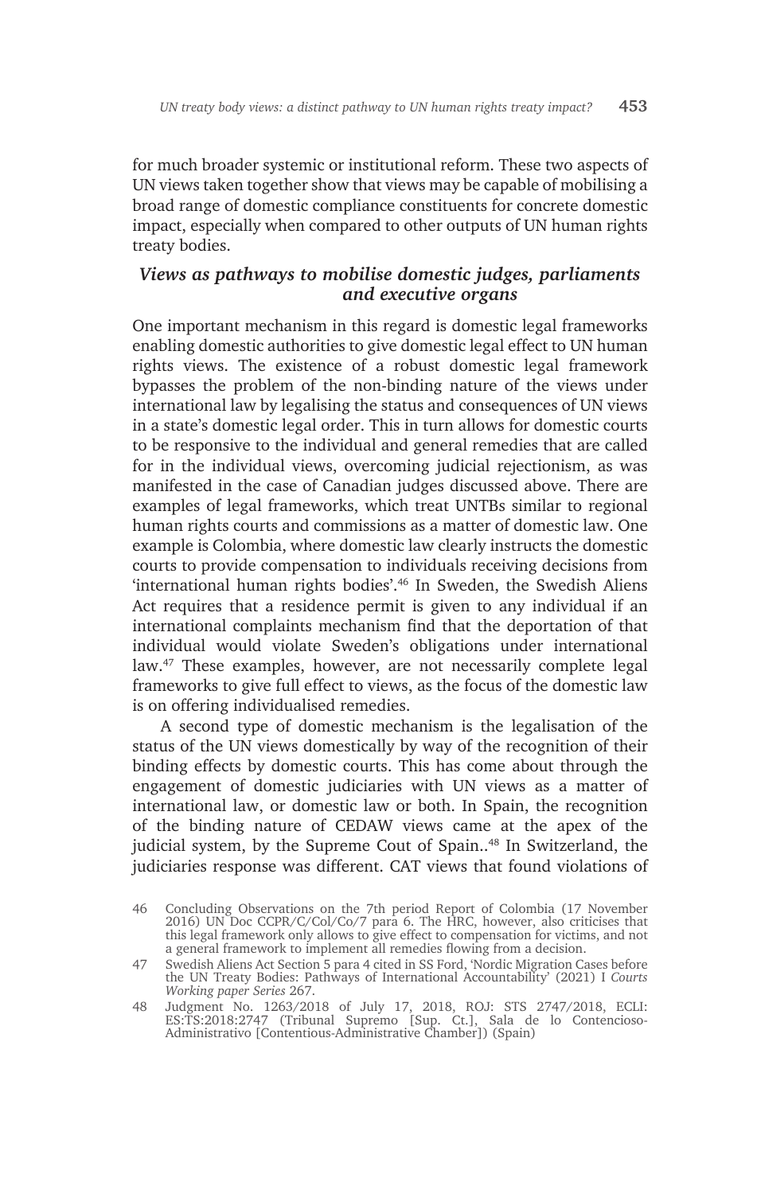for much broader systemic or institutional reform. These two aspects of UN views taken together show that views may be capable of mobilising a broad range of domestic compliance constituents for concrete domestic impact, especially when compared to other outputs of UN human rights treaty bodies.

### *Views as pathways to mobilise domestic judges, parliaments and executive organs*

One important mechanism in this regard is domestic legal frameworks enabling domestic authorities to give domestic legal effect to UN human rights views. The existence of a robust domestic legal framework bypasses the problem of the non-binding nature of the views under international law by legalising the status and consequences of UN views in a state's domestic legal order. This in turn allows for domestic courts to be responsive to the individual and general remedies that are called for in the individual views, overcoming judicial rejectionism, as was manifested in the case of Canadian judges discussed above. There are examples of legal frameworks, which treat UNTBs similar to regional human rights courts and commissions as a matter of domestic law. One example is Colombia, where domestic law clearly instructs the domestic courts to provide compensation to individuals receiving decisions from 'international human rights bodies'.[46] In Sweden, the Swedish Aliens Act requires that a residence permit is given to any individual if an international complaints mechanism find that the deportation of that individual would violate Sweden's obligations under international law.[47] These examples, however, are not necessarily complete legal frameworks to give full effect to views, as the focus of the domestic law is on offering individualised remedies.

A second type of domestic mechanism is the legalisation of the status of the UN views domestically by way of the recognition of their binding effects by domestic courts. This has come about through the engagement of domestic judiciaries with UN views as a matter of international law, or domestic law or both. In Spain, the recognition of the binding nature of CEDAW views came at the apex of the judicial system, by the Supreme Cout of Spain..[48] In Switzerland, the judiciaries response was different. CAT views that found violations of

---

46 Concluding Observations on the 7th period Report of Colombia (17 November 2016) UN Doc CCPR/C/Col/Co/7 para 6. The HRC, however, also criticises that this legal framework only allows to give effect to compensation for victims, and not a general framework to implement all remedies flowing from a decision.

47 Swedish Aliens Act Section 5 para 4 cited in SS Ford, 'Nordic Migration Cases before the UN Treaty Bodies: Pathways of International Accountability' (2021) I *Courts Working paper Series* 267.

48 Judgment No. 1263/2018 of July 17, 2018, ROJ: STS 2747/2018, ECLI: ES:TS:2018:2747 (Tribunal Supremo [Sup. Ct.], Sala de lo Contencioso-Administrativo [Contentious-Administrative Chamber]) (Spain)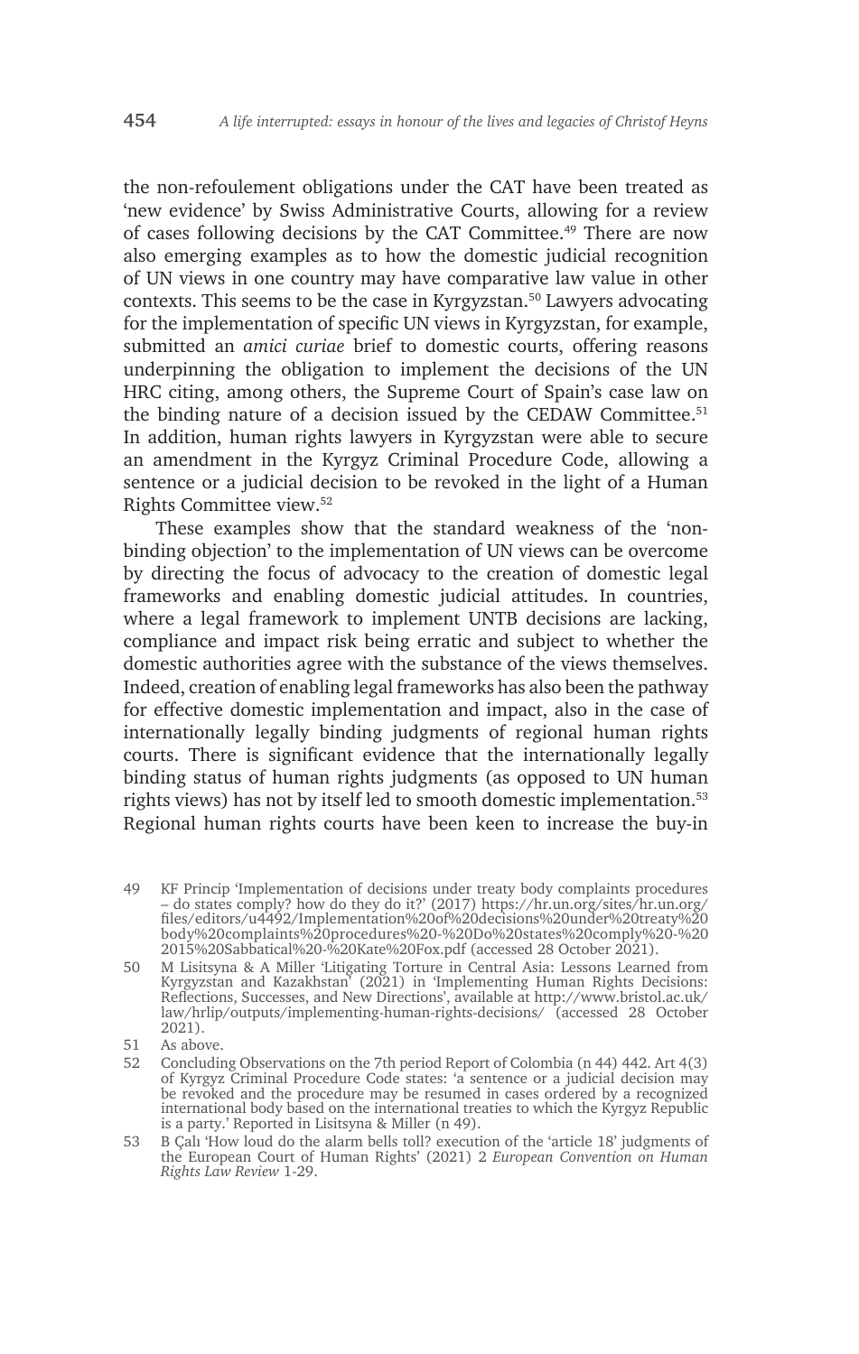the non-refoulement obligations under the CAT have been treated as 'new evidence' by Swiss Administrative Courts, allowing for a review of cases following decisions by the CAT Committee.[49] There are now also emerging examples as to how the domestic judicial recognition of UN views in one country may have comparative law value in other contexts. This seems to be the case in Kyrgyzstan.[50] Lawyers advocating for the implementation of specific UN views in Kyrgyzstan, for example, submitted an *amici curiae* brief to domestic courts, offering reasons underpinning the obligation to implement the decisions of the UN HRC citing, among others, the Supreme Court of Spain's case law on the binding nature of a decision issued by the CEDAW Committee.[51] In addition, human rights lawyers in Kyrgyzstan were able to secure an amendment in the Kyrgyz Criminal Procedure Code, allowing a sentence or a judicial decision to be revoked in the light of a Human Rights Committee view.[52]

These examples show that the standard weakness of the 'non-binding objection' to the implementation of UN views can be overcome by directing the focus of advocacy to the creation of domestic legal frameworks and enabling domestic judicial attitudes. In countries, where a legal framework to implement UNTB decisions are lacking, compliance and impact risk being erratic and subject to whether the domestic authorities agree with the substance of the views themselves. Indeed, creation of enabling legal frameworks has also been the pathway for effective domestic implementation and impact, also in the case of internationally legally binding judgments of regional human rights courts. There is significant evidence that the internationally legally binding status of human rights judgments (as opposed to UN human rights views) has not by itself led to smooth domestic implementation.[53] Regional human rights courts have been keen to increase the buy-in

49 KF Princip 'Implementation of decisions under treaty body complaints procedures – do states comply? how do they do it?' (2017) https://hr.un.org/sites/hr.un.org/files/editors/u4492/Implementation%20of%20decisions%20under%20treaty%20body%20complaints%20procedures%20-%20Do%20states%20comply%20-%202015%20Sabbatical%20-%20Kate%20Fox.pdf (accessed 28 October 2021).

50 M Lisitsyna & A Miller 'Litigating Torture in Central Asia: Lessons Learned from Kyrgyzstan and Kazakhstan' (2021) in 'Implementing Human Rights Decisions: Reflections, Successes, and New Directions', available at http://www.bristol.ac.uk/law/hrlip/outputs/implementing-human-rights-decisions/ (accessed 28 October 2021).

51 As above.

52 Concluding Observations on the 7th period Report of Colombia (n 44) 442. Art 4(3) of Kyrgyz Criminal Procedure Code states: 'a sentence or a judicial decision may be revoked and the procedure may be resumed in cases ordered by a recognized international body based on the international treaties to which the Kyrgyz Republic is a party.' Reported in Lisitsyna & Miller (n 49).

53 B Çalı 'How loud do the alarm bells toll? execution of the 'article 18' judgments of the European Court of Human Rights' (2021) 2 *European Convention on Human Rights Law Review* 1-29.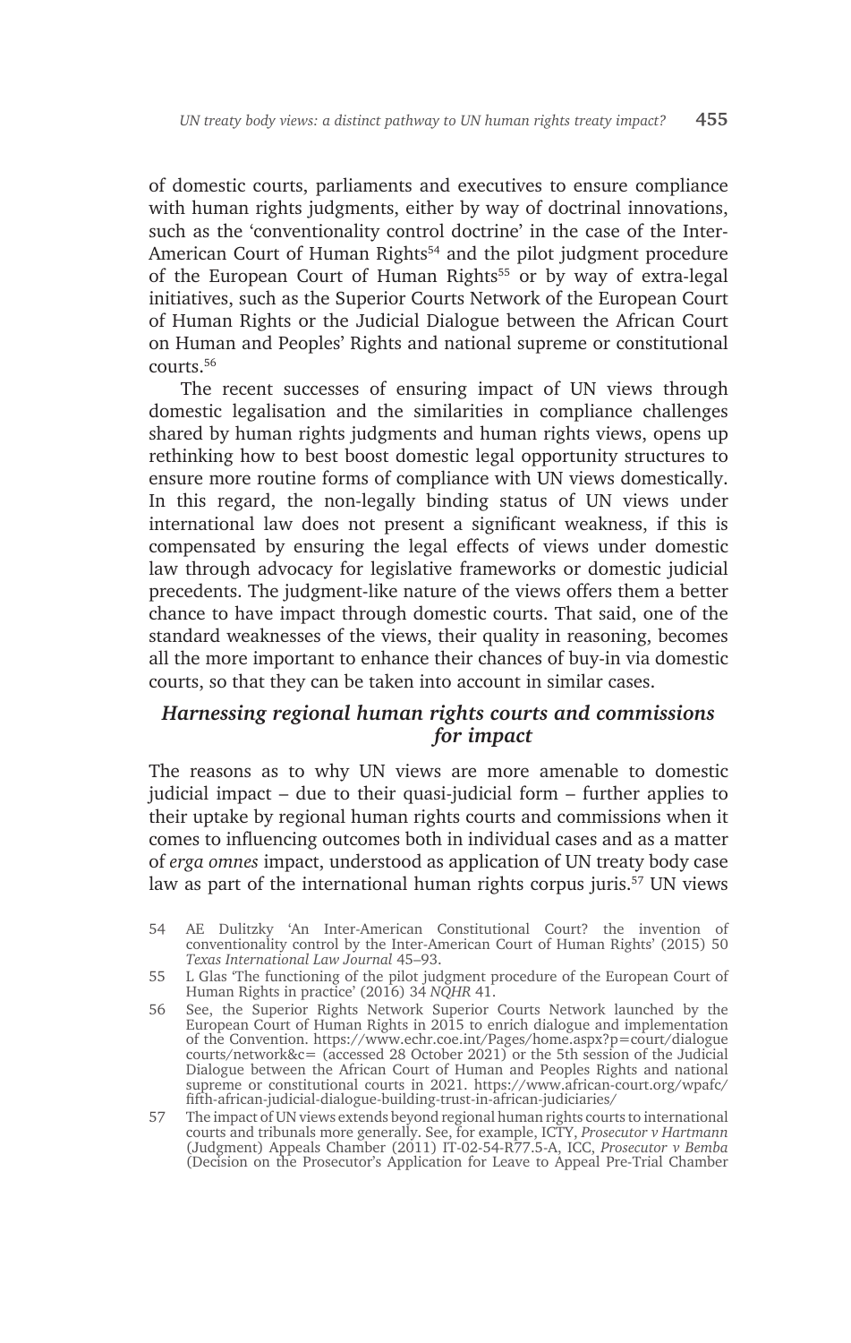of domestic courts, parliaments and executives to ensure compliance with human rights judgments, either by way of doctrinal innovations, such as the 'conventionality control doctrine' in the case of the Inter-American Court of Human Rights[54] and the pilot judgment procedure of the European Court of Human Rights[55] or by way of extra-legal initiatives, such as the Superior Courts Network of the European Court of Human Rights or the Judicial Dialogue between the African Court on Human and Peoples' Rights and national supreme or constitutional courts.[56]

The recent successes of ensuring impact of UN views through domestic legalisation and the similarities in compliance challenges shared by human rights judgments and human rights views, opens up rethinking how to best boost domestic legal opportunity structures to ensure more routine forms of compliance with UN views domestically. In this regard, the non-legally binding status of UN views under international law does not present a significant weakness, if this is compensated by ensuring the legal effects of views under domestic law through advocacy for legislative frameworks or domestic judicial precedents. The judgment-like nature of the views offers them a better chance to have impact through domestic courts. That said, one of the standard weaknesses of the views, their quality in reasoning, becomes all the more important to enhance their chances of buy-in via domestic courts, so that they can be taken into account in similar cases.

### *Harnessing regional human rights courts and commissions for impact*

The reasons as to why UN views are more amenable to domestic judicial impact – due to their quasi-judicial form – further applies to their uptake by regional human rights courts and commissions when it comes to influencing outcomes both in individual cases and as a matter of *erga omnes* impact, understood as application of UN treaty body case law as part of the international human rights corpus juris.[57] UN views

54 AE Dulitzky 'An Inter-American Constitutional Court? the invention of conventionality control by the Inter-American Court of Human Rights' (2015) 50 *Texas International Law Journal* 45–93.

55 L Glas 'The functioning of the pilot judgment procedure of the European Court of Human Rights in practice' (2016) 34 *NQHR* 41.

56 See, the Superior Rights Network Superior Courts Network launched by the European Court of Human Rights in 2015 to enrich dialogue and implementation of the Convention. https://www.echr.coe.int/Pages/home.aspx?p=court/dialogue courts/network&c= (accessed 28 October 2021) or the 5th session of the Judicial Dialogue between the African Court of Human and Peoples Rights and national supreme or constitutional courts in 2021. https://www.african-court.org/wpafc/fifth-african-judicial-dialogue-building-trust-in-african-judiciaries/

57 The impact of UN views extends beyond regional human rights courts to international courts and tribunals more generally. See, for example, ICTY, *Prosecutor v Hartmann* (Judgment) Appeals Chamber (2011) IT-02-54-R77.5-A, ICC, *Prosecutor v Bemba* (Decision on the Prosecutor's Application for Leave to Appeal Pre-Trial Chamber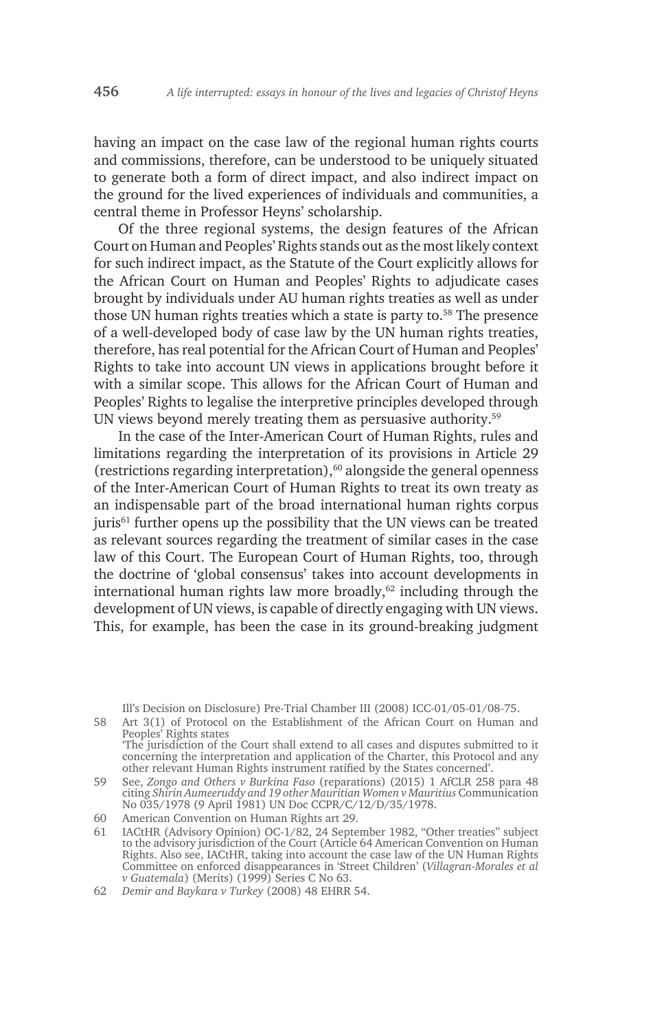having an impact on the case law of the regional human rights courts and commissions, therefore, can be understood to be uniquely situated to generate both a form of direct impact, and also indirect impact on the ground for the lived experiences of individuals and communities, a central theme in Professor Heyns' scholarship.

Of the three regional systems, the design features of the African Court on Human and Peoples' Rights stands out as the most likely context for such indirect impact, as the Statute of the Court explicitly allows for the African Court on Human and Peoples' Rights to adjudicate cases brought by individuals under AU human rights treaties as well as under those UN human rights treaties which a state is party to.[58] The presence of a well-developed body of case law by the UN human rights treaties, therefore, has real potential for the African Court of Human and Peoples' Rights to take into account UN views in applications brought before it with a similar scope. This allows for the African Court of Human and Peoples' Rights to legalise the interpretive principles developed through UN views beyond merely treating them as persuasive authority.[59]

In the case of the Inter-American Court of Human Rights, rules and limitations regarding the interpretation of its provisions in Article 29 (restrictions regarding interpretation),[60] alongside the general openness of the Inter-American Court of Human Rights to treat its own treaty as an indispensable part of the broad international human rights corpus juris[61] further opens up the possibility that the UN views can be treated as relevant sources regarding the treatment of similar cases in the case law of this Court. The European Court of Human Rights, too, through the doctrine of 'global consensus' takes into account developments in international human rights law more broadly,[62] including through the development of UN views, is capable of directly engaging with UN views. This, for example, has been the case in its ground-breaking judgment

---

Ill's Decision on Disclosure) Pre-Trial Chamber III (2008) ICC-01/05-01/08-75.

58 Art 3(1) of Protocol on the Establishment of the African Court on Human and Peoples' Rights states
'The jurisdiction of the Court shall extend to all cases and disputes submitted to it concerning the interpretation and application of the Charter, this Protocol and any other relevant Human Rights instrument ratified by the States concerned'.

59 See, *Zongo and Others v Burkina Faso* (reparations) (2015) 1 AfCLR 258 para 48 citing *Shirin Aumeeruddy and 19 other Mauritian Women v Mauritius* Communication No 035/1978 (9 April 1981) UN Doc CCPR/C/12/D/35/1978.

60 American Convention on Human Rights art 29.

61 IACtHR (Advisory Opinion) OC-1/82, 24 September 1982, "Other treaties" subject to the advisory jurisdiction of the Court (Article 64 American Convention on Human Rights. Also see, IACtHR, taking into account the case law of the UN Human Rights Committee on enforced disappearances in 'Street Children' (*Villagran-Morales et al v Guatemala*) (Merits) (1999) Series C No 63.

62 *Demir and Baykara v Turkey* (2008) 48 EHRR 54.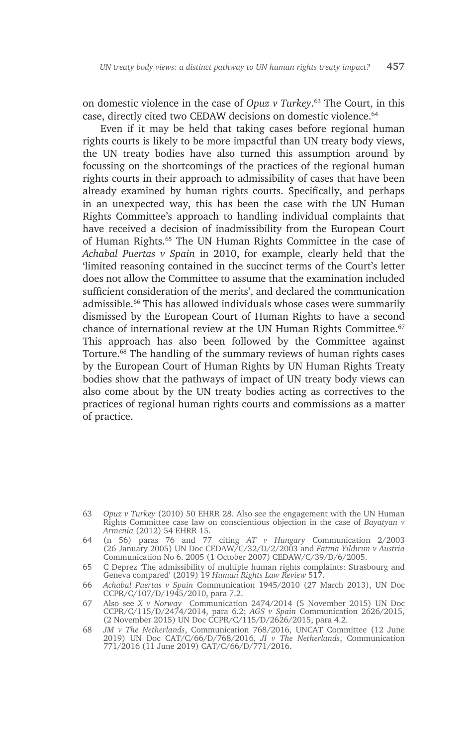on domestic violence in the case of *Opuz v Turkey*.[63] The Court, in this case, directly cited two CEDAW decisions on domestic violence.[64]

Even if it may be held that taking cases before regional human rights courts is likely to be more impactful than UN treaty body views, the UN treaty bodies have also turned this assumption around by focussing on the shortcomings of the practices of the regional human rights courts in their approach to admissibility of cases that have been already examined by human rights courts. Specifically, and perhaps in an unexpected way, this has been the case with the UN Human Rights Committee's approach to handling individual complaints that have received a decision of inadmissibility from the European Court of Human Rights.[65] The UN Human Rights Committee in the case of *Achabal Puertas v Spain* in 2010, for example, clearly held that the 'limited reasoning contained in the succinct terms of the Court's letter does not allow the Committee to assume that the examination included sufficient consideration of the merits', and declared the communication admissible.[66] This has allowed individuals whose cases were summarily dismissed by the European Court of Human Rights to have a second chance of international review at the UN Human Rights Committee.[67] This approach has also been followed by the Committee against Torture.[68] The handling of the summary reviews of human rights cases by the European Court of Human Rights by UN Human Rights Treaty bodies show that the pathways of impact of UN treaty body views can also come about by the UN treaty bodies acting as correctives to the practices of regional human rights courts and commissions as a matter of practice.

---

63 *Opuz v Turkey* (2010) 50 EHRR 28. Also see the engagement with the UN Human Rights Committee case law on conscientious objection in the case of *Bayatyan v Armenia* (2012) 54 EHRR 15.

64 (n 56) paras 76 and 77 citing *AT v Hungary* Communication 2/2003 (26 January 2005) UN Doc CEDAW/C/32/D/2/2003 and *Fatma Yıldırım v Austria* Communication No 6. 2005 (1 October 2007) CEDAW/C/39/D/6/2005.

65 C Deprez 'The admissibility of multiple human rights complaints: Strasbourg and Geneva compared' (2019) 19 *Human Rights Law Review* 517.

66 *Achabal Puertas v Spain* Communication 1945/2010 (27 March 2013), UN Doc CCPR/C/107/D/1945/2010, para 7.2.

67 Also see *X v Norway* Communication 2474/2014 (5 November 2015) UN Doc CCPR/C/115/D/2474/2014, para 6.2; *AGS v Spain* Communication 2626/2015, (2 November 2015) UN Doc CCPR/C/115/D/2626/2015, para 4.2.

68 *JM v The Netherlands*, Communication 768/2016, UNCAT Committee (12 June 2019) UN Doc CAT/C/66/D/768/2016, *JI v The Netherlands*, Communication 771/2016 (11 June 2019) CAT/C/66/D/771/2016.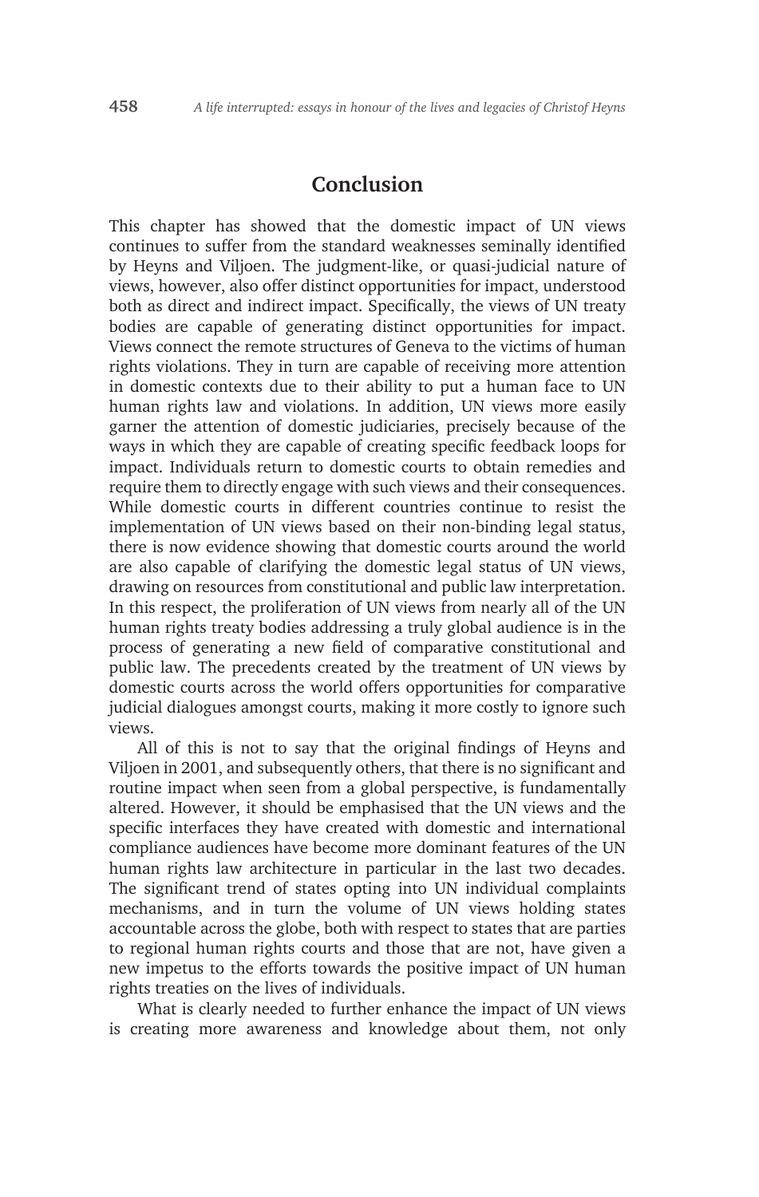## Conclusion

This chapter has showed that the domestic impact of UN views continues to suffer from the standard weaknesses seminally identified by Heyns and Viljoen. The judgment-like, or quasi-judicial nature of views, however, also offer distinct opportunities for impact, understood both as direct and indirect impact. Specifically, the views of UN treaty bodies are capable of generating distinct opportunities for impact. Views connect the remote structures of Geneva to the victims of human rights violations. They in turn are capable of receiving more attention in domestic contexts due to their ability to put a human face to UN human rights law and violations. In addition, UN views more easily garner the attention of domestic judiciaries, precisely because of the ways in which they are capable of creating specific feedback loops for impact. Individuals return to domestic courts to obtain remedies and require them to directly engage with such views and their consequences. While domestic courts in different countries continue to resist the implementation of UN views based on their non-binding legal status, there is now evidence showing that domestic courts around the world are also capable of clarifying the domestic legal status of UN views, drawing on resources from constitutional and public law interpretation. In this respect, the proliferation of UN views from nearly all of the UN human rights treaty bodies addressing a truly global audience is in the process of generating a new field of comparative constitutional and public law. The precedents created by the treatment of UN views by domestic courts across the world offers opportunities for comparative judicial dialogues amongst courts, making it more costly to ignore such views.

All of this is not to say that the original findings of Heyns and Viljoen in 2001, and subsequently others, that there is no significant and routine impact when seen from a global perspective, is fundamentally altered. However, it should be emphasised that the UN views and the specific interfaces they have created with domestic and international compliance audiences have become more dominant features of the UN human rights law architecture in particular in the last two decades. The significant trend of states opting into UN individual complaints mechanisms, and in turn the volume of UN views holding states accountable across the globe, both with respect to states that are parties to regional human rights courts and those that are not, have given a new impetus to the efforts towards the positive impact of UN human rights treaties on the lives of individuals.

What is clearly needed to further enhance the impact of UN views is creating more awareness and knowledge about them, not only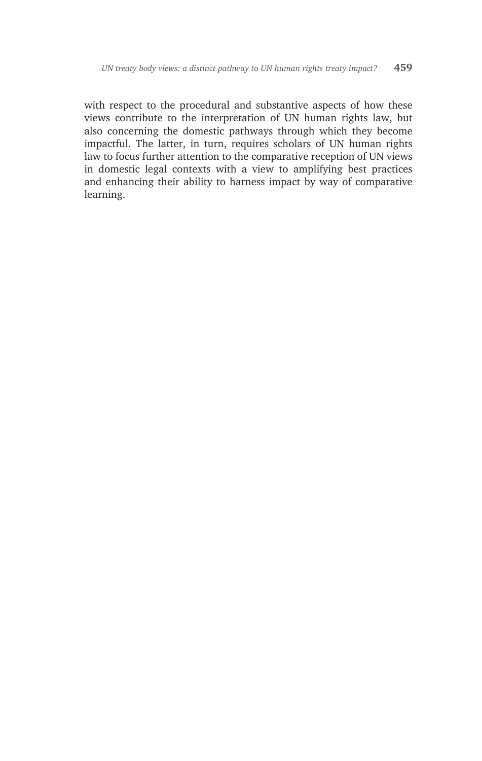with respect to the procedural and substantive aspects of how these views contribute to the interpretation of UN human rights law, but also concerning the domestic pathways through which they become impactful. The latter, in turn, requires scholars of UN human rights law to focus further attention to the comparative reception of UN views in domestic legal contexts with a view to amplifying best practices and enhancing their ability to harness impact by way of comparative learning.